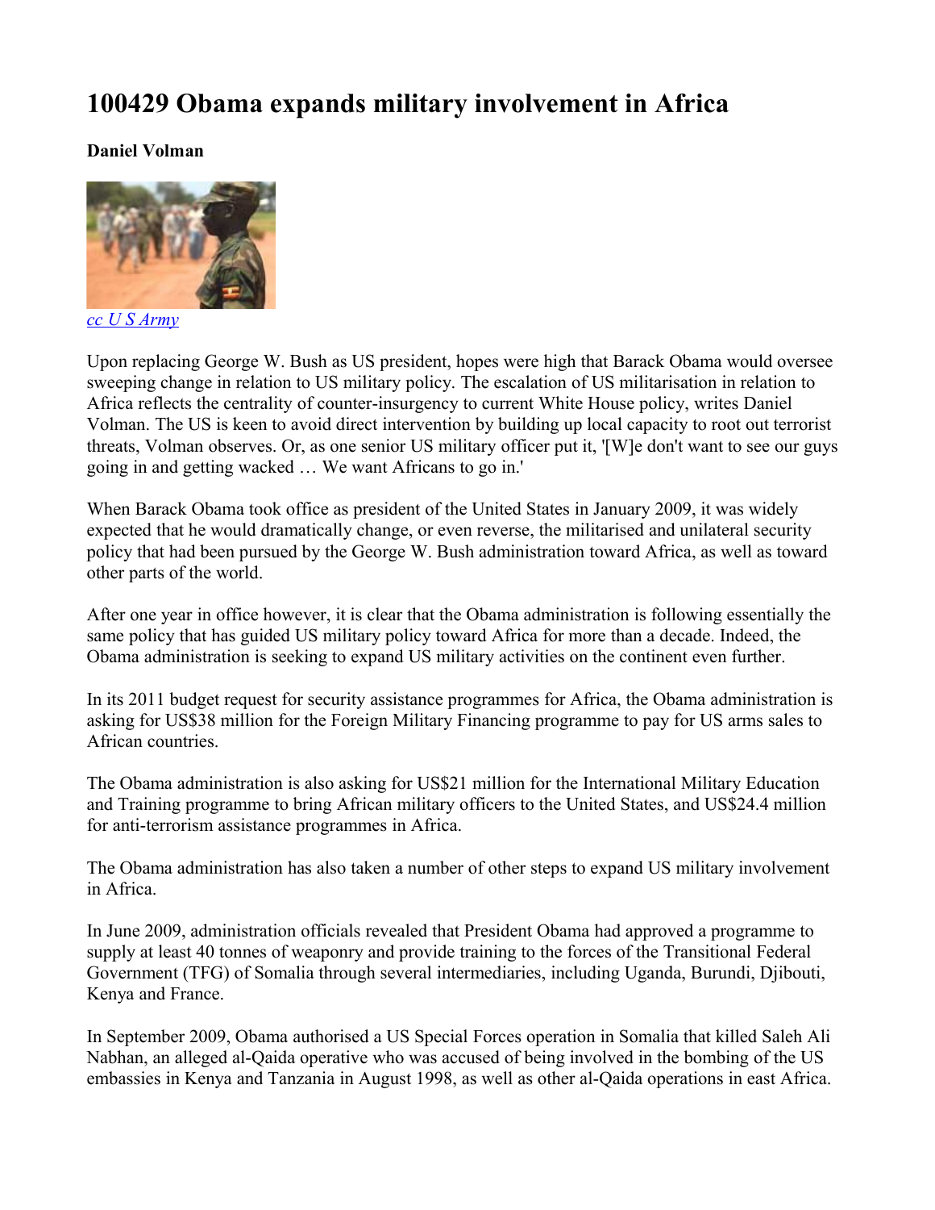# 100429 Obama expands military involvement in Africa

**Daniel Volman**

*cc U S Army*

Upon replacing George W. Bush as US president, hopes were high that Barack Obama would oversee sweeping change in relation to US military policy. The escalation of US militarisation in relation to Africa reflects the centrality of counter-insurgency to current White House policy, writes Daniel Volman. The US is keen to avoid direct intervention by building up local capacity to root out terrorist threats, Volman observes. Or, as one senior US military officer put it, '[W]e don't want to see our guys going in and getting wacked … We want Africans to go in.'

When Barack Obama took office as president of the United States in January 2009, it was widely expected that he would dramatically change, or even reverse, the militarised and unilateral security policy that had been pursued by the George W. Bush administration toward Africa, as well as toward other parts of the world.

After one year in office however, it is clear that the Obama administration is following essentially the same policy that has guided US military policy toward Africa for more than a decade. Indeed, the Obama administration is seeking to expand US military activities on the continent even further.

In its 2011 budget request for security assistance programmes for Africa, the Obama administration is asking for US$38 million for the Foreign Military Financing programme to pay for US arms sales to African countries.

The Obama administration is also asking for US$21 million for the International Military Education and Training programme to bring African military officers to the United States, and US$24.4 million for anti-terrorism assistance programmes in Africa.

The Obama administration has also taken a number of other steps to expand US military involvement in Africa.

In June 2009, administration officials revealed that President Obama had approved a programme to supply at least 40 tonnes of weaponry and provide training to the forces of the Transitional Federal Government (TFG) of Somalia through several intermediaries, including Uganda, Burundi, Djibouti, Kenya and France.

In September 2009, Obama authorised a US Special Forces operation in Somalia that killed Saleh Ali Nabhan, an alleged al-Qaida operative who was accused of being involved in the bombing of the US embassies in Kenya and Tanzania in August 1998, as well as other al-Qaida operations in east Africa.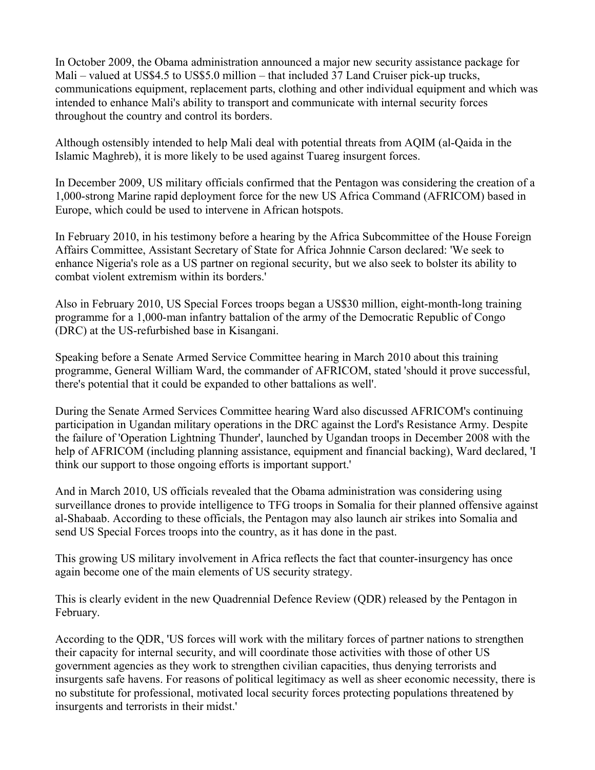In October 2009, the Obama administration announced a major new security assistance package for Mali – valued at US$4.5 to US$5.0 million – that included 37 Land Cruiser pick-up trucks, communications equipment, replacement parts, clothing and other individual equipment and which was intended to enhance Mali's ability to transport and communicate with internal security forces throughout the country and control its borders.

Although ostensibly intended to help Mali deal with potential threats from AQIM (al-Qaida in the Islamic Maghreb), it is more likely to be used against Tuareg insurgent forces.

In December 2009, US military officials confirmed that the Pentagon was considering the creation of a 1,000-strong Marine rapid deployment force for the new US Africa Command (AFRICOM) based in Europe, which could be used to intervene in African hotspots.

In February 2010, in his testimony before a hearing by the Africa Subcommittee of the House Foreign Affairs Committee, Assistant Secretary of State for Africa Johnnie Carson declared: 'We seek to enhance Nigeria's role as a US partner on regional security, but we also seek to bolster its ability to combat violent extremism within its borders.'

Also in February 2010, US Special Forces troops began a US$30 million, eight-month-long training programme for a 1,000-man infantry battalion of the army of the Democratic Republic of Congo (DRC) at the US-refurbished base in Kisangani.

Speaking before a Senate Armed Service Committee hearing in March 2010 about this training programme, General William Ward, the commander of AFRICOM, stated 'should it prove successful, there's potential that it could be expanded to other battalions as well'.

During the Senate Armed Services Committee hearing Ward also discussed AFRICOM's continuing participation in Ugandan military operations in the DRC against the Lord's Resistance Army. Despite the failure of 'Operation Lightning Thunder', launched by Ugandan troops in December 2008 with the help of AFRICOM (including planning assistance, equipment and financial backing), Ward declared, 'I think our support to those ongoing efforts is important support.'

And in March 2010, US officials revealed that the Obama administration was considering using surveillance drones to provide intelligence to TFG troops in Somalia for their planned offensive against al-Shabaab. According to these officials, the Pentagon may also launch air strikes into Somalia and send US Special Forces troops into the country, as it has done in the past.

This growing US military involvement in Africa reflects the fact that counter-insurgency has once again become one of the main elements of US security strategy.

This is clearly evident in the new Quadrennial Defence Review (QDR) released by the Pentagon in February.

According to the QDR, 'US forces will work with the military forces of partner nations to strengthen their capacity for internal security, and will coordinate those activities with those of other US government agencies as they work to strengthen civilian capacities, thus denying terrorists and insurgents safe havens. For reasons of political legitimacy as well as sheer economic necessity, there is no substitute for professional, motivated local security forces protecting populations threatened by insurgents and terrorists in their midst.'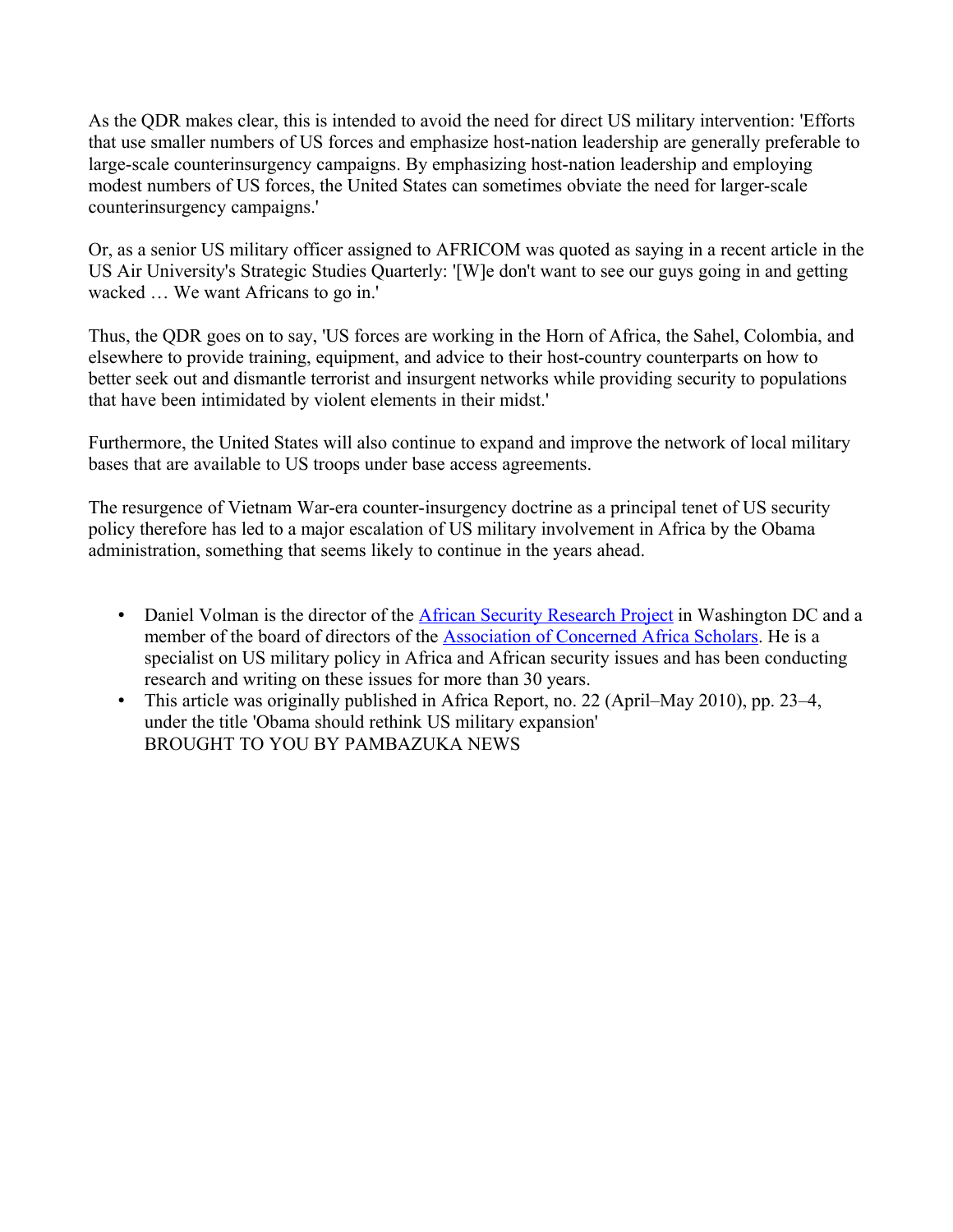As the QDR makes clear, this is intended to avoid the need for direct US military intervention: 'Efforts that use smaller numbers of US forces and emphasize host-nation leadership are generally preferable to large-scale counterinsurgency campaigns. By emphasizing host-nation leadership and employing modest numbers of US forces, the United States can sometimes obviate the need for larger-scale counterinsurgency campaigns.'

Or, as a senior US military officer assigned to AFRICOM was quoted as saying in a recent article in the US Air University's Strategic Studies Quarterly: '[W]e don't want to see our guys going in and getting wacked … We want Africans to go in.'

Thus, the QDR goes on to say, 'US forces are working in the Horn of Africa, the Sahel, Colombia, and elsewhere to provide training, equipment, and advice to their host-country counterparts on how to better seek out and dismantle terrorist and insurgent networks while providing security to populations that have been intimidated by violent elements in their midst.'

Furthermore, the United States will also continue to expand and improve the network of local military bases that are available to US troops under base access agreements.

The resurgence of Vietnam War-era counter-insurgency doctrine as a principal tenet of US security policy therefore has led to a major escalation of US military involvement in Africa by the Obama administration, something that seems likely to continue in the years ahead.

- Daniel Volman is the director of the African Security Research Project in Washington DC and a member of the board of directors of the Association of Concerned Africa Scholars. He is a specialist on US military policy in Africa and African security issues and has been conducting research and writing on these issues for more than 30 years.
- This article was originally published in Africa Report, no. 22 (April–May 2010), pp. 23–4, under the title 'Obama should rethink US military expansion'
  BROUGHT TO YOU BY PAMBAZUKA NEWS